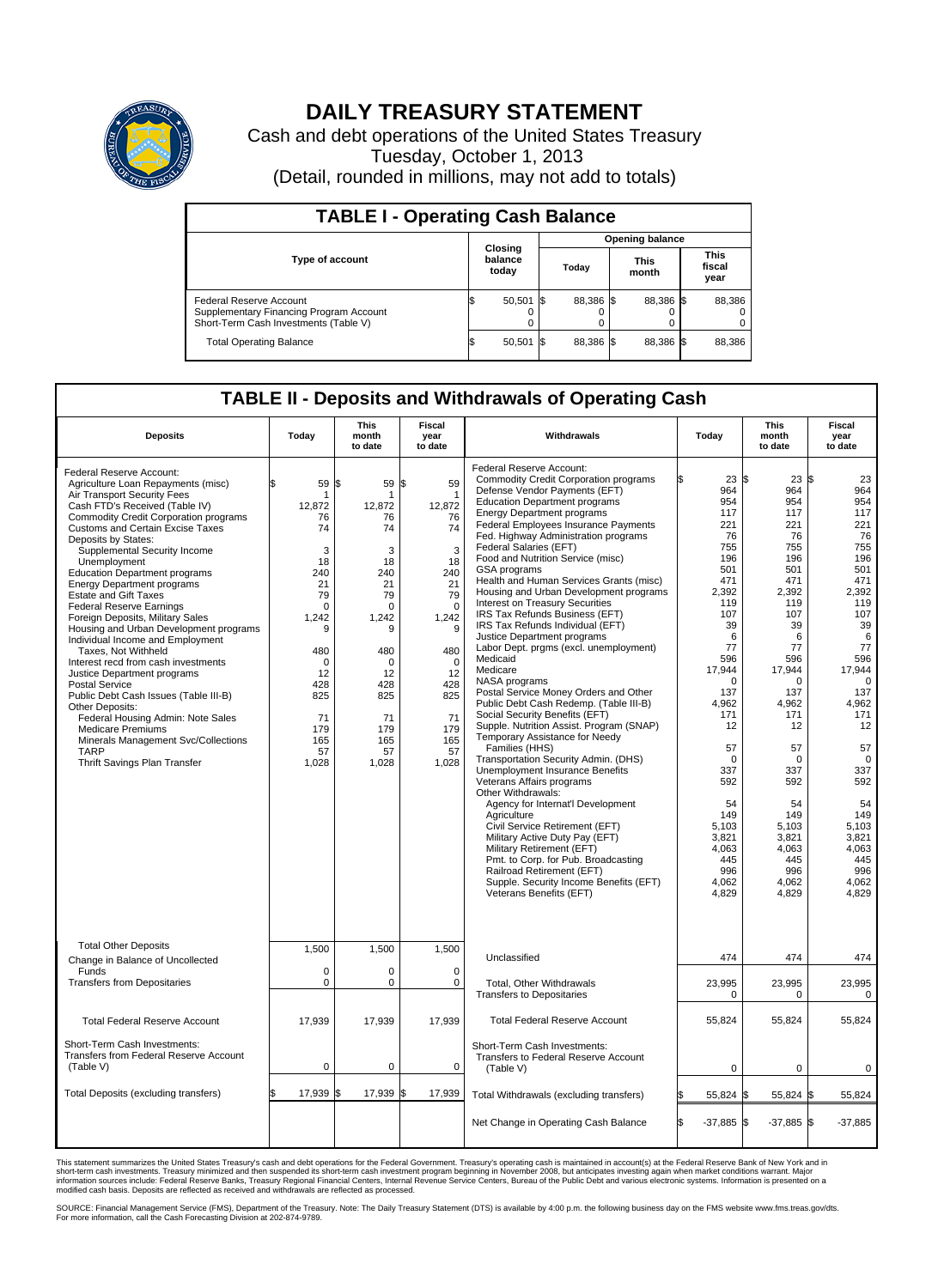# DAILY TREASURY STATEMENT

Cash and debt operations of the United States Treasury

Tuesday, October 1, 2013

(Detail, rounded in millions, may not add to totals)

## TABLE I - Operating Cash Balance

| Type of account | Closing balance today | Opening balance Today | Opening balance This month | Opening balance This fiscal year |
|---|---|---|---|---|
| Federal Reserve Account | $ 50,501 | $ 88,386 | $ 88,386 | $ 88,386 |
| Supplementary Financing Program Account | 0 | 0 | 0 | 0 |
| Short-Term Cash Investments (Table V) | 0 | 0 | 0 | 0 |
| Total Operating Balance | $ 50,501 | $ 88,386 | $ 88,386 | $ 88,386 |

## TABLE II - Deposits and Withdrawals of Operating Cash

| Deposits | Today | This month to date | Fiscal year to date |
|---|---|---|---|
| Federal Reserve Account: | | | |
| Agriculture Loan Repayments (misc) | $ 59 | $ 59 | $ 59 |
| Air Transport Security Fees | 1 | 1 | 1 |
| Cash FTD's Received (Table IV) | 12,872 | 12,872 | 12,872 |
| Commodity Credit Corporation programs | 76 | 76 | 76 |
| Customs and Certain Excise Taxes | 74 | 74 | 74 |
| Deposits by States: | | | |
| Supplemental Security Income | 3 | 3 | 3 |
| Unemployment | 18 | 18 | 18 |
| Education Department programs | 240 | 240 | 240 |
| Energy Department programs | 21 | 21 | 21 |
| Estate and Gift Taxes | 79 | 79 | 79 |
| Federal Reserve Earnings | 0 | 0 | 0 |
| Foreign Deposits, Military Sales | 1,242 | 1,242 | 1,242 |
| Housing and Urban Development programs | 9 | 9 | 9 |
| Individual Income and Employment Taxes, Not Withheld | 480 | 480 | 480 |
| Interest recd from cash investments | 0 | 0 | 0 |
| Justice Department programs | 12 | 12 | 12 |
| Postal Service | 428 | 428 | 428 |
| Public Debt Cash Issues (Table III-B) | 825 | 825 | 825 |
| Other Deposits: | | | |
| Federal Housing Admin: Note Sales | 71 | 71 | 71 |
| Medicare Premiums | 179 | 179 | 179 |
| Minerals Management Svc/Collections | 165 | 165 | 165 |
| TARP | 57 | 57 | 57 |
| Thrift Savings Plan Transfer | 1,028 | 1,028 | 1,028 |
| Total Other Deposits | 1,500 | 1,500 | 1,500 |
| Change in Balance of Uncollected Funds | 0 | 0 | 0 |
| Transfers from Depositaries | 0 | 0 | 0 |
| Total Federal Reserve Account | 17,939 | 17,939 | 17,939 |
| Short-Term Cash Investments: Transfers from Federal Reserve Account (Table V) | 0 | 0 | 0 |
| Total Deposits (excluding transfers) | $ 17,939 | $ 17,939 | $ 17,939 |

| Withdrawals | Today | This month to date | Fiscal year to date |
|---|---|---|---|
| Federal Reserve Account: | | | |
| Commodity Credit Corporation programs | $ 23 | $ 23 | $ 23 |
| Defense Vendor Payments (EFT) | 964 | 964 | 964 |
| Education Department programs | 954 | 954 | 954 |
| Energy Department programs | 117 | 117 | 117 |
| Federal Employees Insurance Payments | 221 | 221 | 221 |
| Fed. Highway Administration programs | 76 | 76 | 76 |
| Federal Salaries (EFT) | 755 | 755 | 755 |
| Food and Nutrition Service (misc) | 196 | 196 | 196 |
| GSA programs | 501 | 501 | 501 |
| Health and Human Services Grants (misc) | 471 | 471 | 471 |
| Housing and Urban Development programs | 2,392 | 2,392 | 2,392 |
| Interest on Treasury Securities | 119 | 119 | 119 |
| IRS Tax Refunds Business (EFT) | 107 | 107 | 107 |
| IRS Tax Refunds Individual (EFT) | 39 | 39 | 39 |
| Justice Department programs | 6 | 6 | 6 |
| Labor Dept. prgms (excl. unemployment) | 77 | 77 | 77 |
| Medicaid | 596 | 596 | 596 |
| Medicare | 17,944 | 17,944 | 17,944 |
| NASA programs | 0 | 0 | 0 |
| Postal Service Money Orders and Other | 137 | 137 | 137 |
| Public Debt Cash Redemp. (Table III-B) | 4,962 | 4,962 | 4,962 |
| Social Security Benefits (EFT) | 171 | 171 | 171 |
| Supple. Nutrition Assist. Program (SNAP) | 12 | 12 | 12 |
| Temporary Assistance for Needy Families (HHS) | 57 | 57 | 57 |
| Transportation Security Admin. (DHS) | 0 | 0 | 0 |
| Unemployment Insurance Benefits | 337 | 337 | 337 |
| Veterans Affairs programs | 592 | 592 | 592 |
| Other Withdrawals: | | | |
| Agency for Internat'l Development | 54 | 54 | 54 |
| Agriculture | 149 | 149 | 149 |
| Civil Service Retirement (EFT) | 5,103 | 5,103 | 5,103 |
| Military Active Duty Pay (EFT) | 3,821 | 3,821 | 3,821 |
| Military Retirement (EFT) | 4,063 | 4,063 | 4,063 |
| Pmt. to Corp. for Pub. Broadcasting | 445 | 445 | 445 |
| Railroad Retirement (EFT) | 996 | 996 | 996 |
| Supple. Security Income Benefits (EFT) | 4,062 | 4,062 | 4,062 |
| Veterans Benefits (EFT) | 4,829 | 4,829 | 4,829 |
| Unclassified | 474 | 474 | 474 |
| Total, Other Withdrawals | 23,995 | 23,995 | 23,995 |
| Transfers to Depositaries | 0 | 0 | 0 |
| Total Federal Reserve Account | 55,824 | 55,824 | 55,824 |
| Short-Term Cash Investments: Transfers to Federal Reserve Account (Table V) | 0 | 0 | 0 |
| Total Withdrawals (excluding transfers) | $ 55,824 | $ 55,824 | $ 55,824 |
| Net Change in Operating Cash Balance | $ -37,885 | $ -37,885 | $ -37,885 |

This statement summarizes the United States Treasury's cash and debt operations for the Federal Government. Treasury's operating cash is maintained in account(s) at the Federal Reserve Bank of New York and in short-term cash investments. Treasury minimized and then suspended its short-term cash investment program beginning in November 2008, but anticipates investing again when market conditions warrant. Major information sources include: Federal Reserve Banks, Treasury Regional Financial Centers, Internal Revenue Service Centers, Bureau of the Public Debt and various electronic systems. Information is presented on a modified cash basis. Deposits are reflected as received and withdrawals are reflected as processed.

SOURCE: Financial Management Service (FMS), Department of the Treasury. Note: The Daily Treasury Statement (DTS) is available by 4:00 p.m. the following business day on the FMS website www.fms.treas.gov/dts. For more information, call the Cash Forecasting Division at 202-874-9789.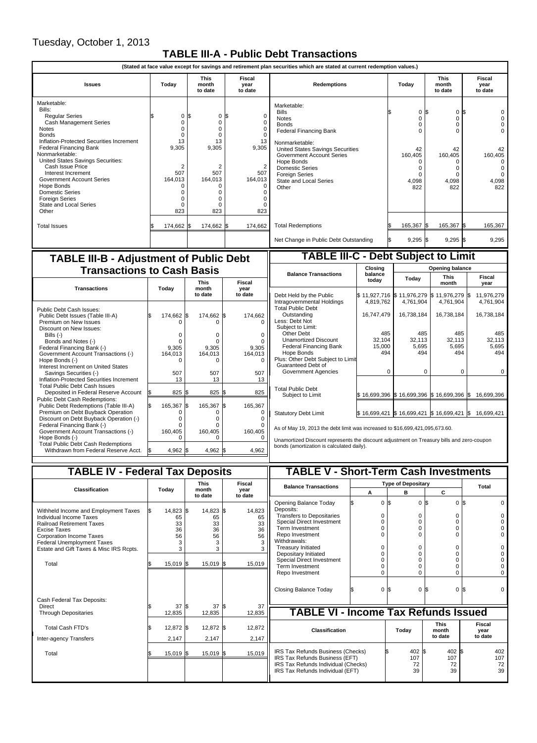Tuesday, October 1, 2013

# TABLE III-A - Public Debt Transactions

(Stated at face value except for savings and retirement plan securities which are stated at current redemption values.)

| Issues | Today | This month to date | Fiscal year to date |
|---|---|---|---|
| Marketable: | | | |
| Bills: | | | |
| Regular Series | $ 0 | $ 0 | $ 0 |
| Cash Management Series | 0 | 0 | 0 |
| Notes | 0 | 0 | 0 |
| Bonds | 0 | 0 | 0 |
| Inflation-Protected Securities Increment | 13 | 13 | 13 |
| Federal Financing Bank | 9,305 | 9,305 | 9,305 |
| Nonmarketable: | | | |
| United States Savings Securities: | | | |
| Cash Issue Price | 2 | 2 | 2 |
| Interest Increment | 507 | 507 | 507 |
| Government Account Series | 164,013 | 164,013 | 164,013 |
| Hope Bonds | 0 | 0 | 0 |
| Domestic Series | 0 | 0 | 0 |
| Foreign Series | 0 | 0 | 0 |
| State and Local Series | 0 | 0 | 0 |
| Other | 823 | 823 | 823 |
| Total Issues | $ 174,662 | $ 174,662 | $ 174,662 |

| Redemptions | Today | This month to date | Fiscal year to date |
|---|---|---|---|
| Marketable: | | | |
| Bills | $ 0 | $ 0 | $ 0 |
| Notes | 0 | 0 | 0 |
| Bonds | 0 | 0 | 0 |
| Federal Financing Bank | 0 | 0 | 0 |
| Nonmarketable: | | | |
| United States Savings Securities | 42 | 42 | 42 |
| Government Account Series | 160,405 | 160,405 | 160,405 |
| Hope Bonds | 0 | 0 | 0 |
| Domestic Series | 0 | 0 | 0 |
| Foreign Series | 0 | 0 | 0 |
| State and Local Series | 4,098 | 4,098 | 4,098 |
| Other | 822 | 822 | 822 |
| Total Redemptions | $ 165,367 | $ 165,367 | $ 165,367 |
| Net Change in Public Debt Outstanding | $ 9,295 | $ 9,295 | $ 9,295 |

# TABLE III-B - Adjustment of Public Debt Transactions to Cash Basis

| Transactions | Today | This month to date | Fiscal year to date |
|---|---|---|---|
| Public Debt Cash Issues: | | | |
| Public Debt Issues (Table III-A) | $ 174,662 | $ 174,662 | $ 174,662 |
| Premium on New Issues | 0 | 0 | 0 |
| Discount on New Issues: | | | |
| Bills (-) | 0 | 0 | 0 |
| Bonds and Notes (-) | 0 | 0 | 0 |
| Federal Financing Bank (-) | 9,305 | 9,305 | 9,305 |
| Government Account Transactions (-) | 164,013 | 164,013 | 164,013 |
| Hope Bonds (-) | 0 | 0 | 0 |
| Interest Increment on United States Savings Securities (-) | 507 | 507 | 507 |
| Inflation-Protected Securities Increment | 13 | 13 | 13 |
| Total Public Debt Cash Issues Deposited in Federal Reserve Account | $ 825 | $ 825 | $ 825 |
| Public Debt Cash Redemptions: | | | |
| Public Debt Redemptions (Table III-A) | $ 165,367 | $ 165,367 | $ 165,367 |
| Premium on Debt Buyback Operation | 0 | 0 | 0 |
| Discount on Debt Buyback Operation (-) | 0 | 0 | 0 |
| Federal Financing Bank (-) | 0 | 0 | 0 |
| Government Account Transactions (-) | 160,405 | 160,405 | 160,405 |
| Hope Bonds (-) | 0 | 0 | 0 |
| Total Public Debt Cash Redemptions Withdrawn from Federal Reserve Acct. | $ 4,962 | $ 4,962 | $ 4,962 |

# TABLE III-C - Debt Subject to Limit

| Balance Transactions | Closing balance today | Opening balance Today | Opening balance This month | Opening balance Fiscal year |
|---|---|---|---|---|
| Debt Held by the Public | $ 11,927,716 | $ 11,976,279 | $ 11,976,279 | $ 11,976,279 |
| Intragovernmental Holdings | 4,819,762 | 4,761,904 | 4,761,904 | 4,761,904 |
| Total Public Debt Outstanding | 16,747,479 | 16,738,184 | 16,738,184 | 16,738,184 |
| Less: Debt Not Subject to Limit: | | | | |
| Other Debt | 485 | 485 | 485 | 485 |
| Unamortized Discount | 32,104 | 32,113 | 32,113 | 32,113 |
| Federal Financing Bank | 15,000 | 5,695 | 5,695 | 5,695 |
| Hope Bonds | 494 | 494 | 494 | 494 |
| Plus: Other Debt Subject to Limit | | | | |
| Guaranteed Debt of Government Agencies | 0 | 0 | 0 | 0 |
| Total Public Debt Subject to Limit | $ 16,699,396 | $ 16,699,396 | $ 16,699,396 | $ 16,699,396 |
| Statutory Debt Limit | $ 16,699,421 | $ 16,699,421 | $ 16,699,421 | $ 16,699,421 |

As of May 19, 2013 the debt limit was increased to $16,699,421,095,673.60.

Unamortized Discount represents the discount adjustment on Treasury bills and zero-coupon bonds (amortization is calculated daily).

# TABLE IV - Federal Tax Deposits

| Classification | Today | This month to date | Fiscal year to date |
|---|---|---|---|
| Withheld Income and Employment Taxes | $ 14,823 | $ 14,823 | $ 14,823 |
| Individual Income Taxes | 65 | 65 | 65 |
| Railroad Retirement Taxes | 33 | 33 | 33 |
| Excise Taxes | 36 | 36 | 36 |
| Corporation Income Taxes | 56 | 56 | 56 |
| Federal Unemployment Taxes | 3 | 3 | 3 |
| Estate and Gift Taxes & Misc IRS Rcpts. | 3 | 3 | 3 |
| Total | $ 15,019 | $ 15,019 | $ 15,019 |
| Cash Federal Tax Deposits: | | | |
| Direct | $ 37 | $ 37 | $ 37 |
| Through Depositaries | 12,835 | 12,835 | 12,835 |
| Total Cash FTD's | $ 12,872 | $ 12,872 | $ 12,872 |
| Inter-agency Transfers | 2,147 | 2,147 | 2,147 |
| Total | $ 15,019 | $ 15,019 | $ 15,019 |

# TABLE V - Short-Term Cash Investments

| Balance Transactions | Type of Depositary A | Type of Depositary B | Type of Depositary C | Total |
|---|---|---|---|---|
| Opening Balance Today | $ 0 | $ 0 | $ 0 | $ 0 |
| Deposits: | | | | |
| Transfers to Depositaries | 0 | 0 | 0 | 0 |
| Special Direct Investment | 0 | 0 | 0 | 0 |
| Term Investment | 0 | 0 | 0 | 0 |
| Repo Investment | 0 | 0 | 0 | 0 |
| Withdrawals: | | | | |
| Treasury Initiated | 0 | 0 | 0 | 0 |
| Depositary Initiated | 0 | 0 | 0 | 0 |
| Special Direct Investment | 0 | 0 | 0 | 0 |
| Term Investment | 0 | 0 | 0 | 0 |
| Repo Investment | 0 | 0 | 0 | 0 |
| Closing Balance Today | $ 0 | $ 0 | $ 0 | $ 0 |

# TABLE VI - Income Tax Refunds Issued

| Classification | Today | This month to date | Fiscal year to date |
|---|---|---|---|
| IRS Tax Refunds Business (Checks) | $ 402 | $ 402 | $ 402 |
| IRS Tax Refunds Business (EFT) | 107 | 107 | 107 |
| IRS Tax Refunds Individual (Checks) | 72 | 72 | 72 |
| IRS Tax Refunds Individual (EFT) | 39 | 39 | 39 |